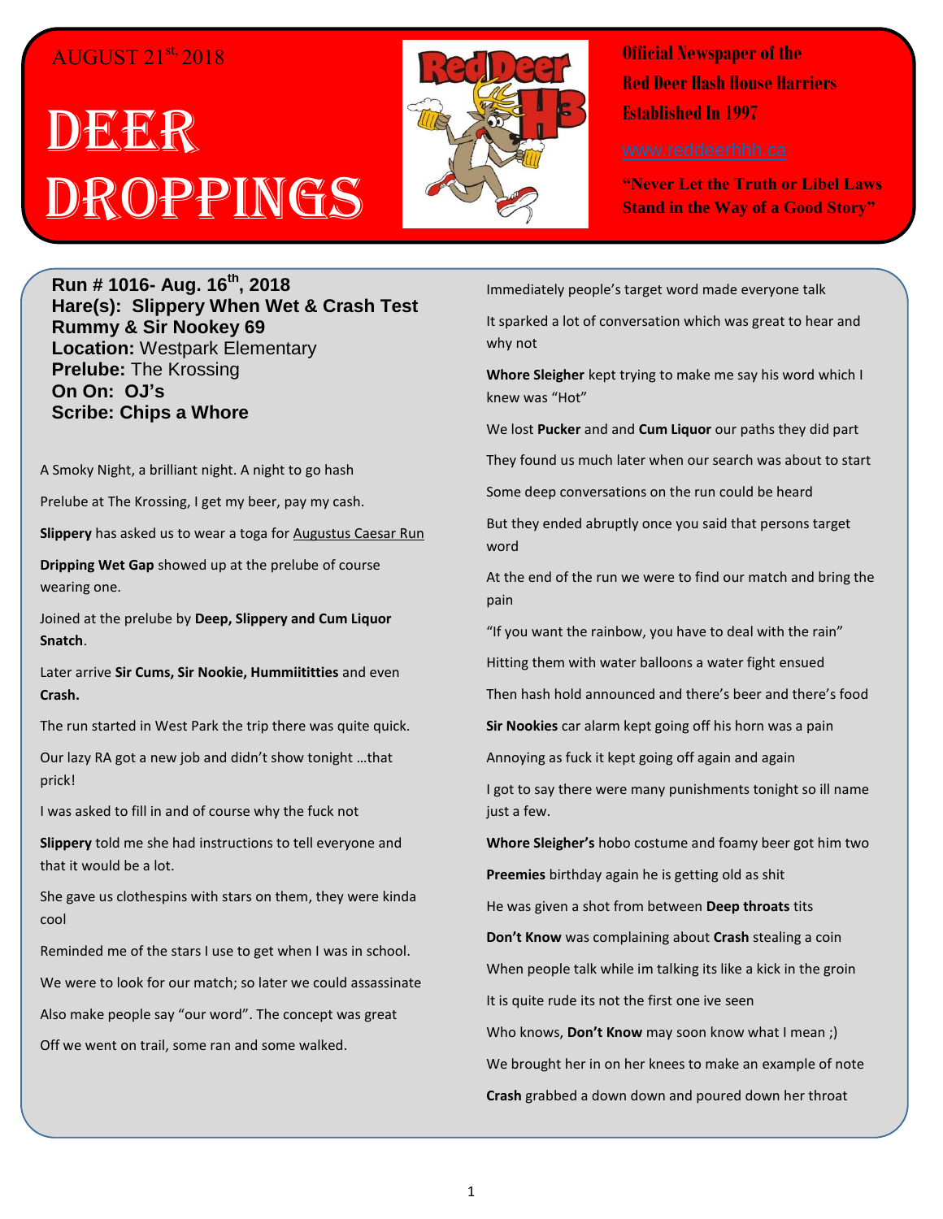AUGUST 21st, 2018

# DEER DROPPINGS

**Official Newspaper of the Red Deer Hash House Harriers Established In 1997**

www.reddeerhhh.ca

**"Never Let the Truth or Libel Laws Stand in the Way of a Good Story"**

**Run # 1016- Aug. 16th, 2018**
**Hare(s): Slippery When Wet & Crash Test Rummy & Sir Nookey 69**
**Location:** Westpark Elementary
**Prelube:** The Krossing
**On On: OJ's**
**Scribe: Chips a Whore**

A Smoky Night, a brilliant night. A night to go hash

Prelube at The Krossing, I get my beer, pay my cash.

**Slippery** has asked us to wear a toga for Augustus Caesar Run

**Dripping Wet Gap** showed up at the prelube of course wearing one.

Joined at the prelube by **Deep, Slippery and Cum Liquor Snatch**.

Later arrive **Sir Cums, Sir Nookie, Hummiititties** and even **Crash.**

The run started in West Park the trip there was quite quick.

Our lazy RA got a new job and didn't show tonight …that prick!

I was asked to fill in and of course why the fuck not

**Slippery** told me she had instructions to tell everyone and that it would be a lot.

She gave us clothespins with stars on them, they were kinda cool

Reminded me of the stars I use to get when I was in school.

We were to look for our match; so later we could assassinate

Also make people say "our word". The concept was great

Off we went on trail, some ran and some walked.

Immediately people's target word made everyone talk

It sparked a lot of conversation which was great to hear and why not

**Whore Sleigher** kept trying to make me say his word which I knew was "Hot"

We lost **Pucker** and and **Cum Liquor** our paths they did part

They found us much later when our search was about to start

Some deep conversations on the run could be heard

But they ended abruptly once you said that persons target word

At the end of the run we were to find our match and bring the pain

"If you want the rainbow, you have to deal with the rain"

Hitting them with water balloons a water fight ensued

Then hash hold announced and there's beer and there's food

**Sir Nookies** car alarm kept going off his horn was a pain

Annoying as fuck it kept going off again and again

I got to say there were many punishments tonight so ill name just a few.

**Whore Sleigher's** hobo costume and foamy beer got him two

**Preemies** birthday again he is getting old as shit

He was given a shot from between **Deep throats** tits

**Don't Know** was complaining about **Crash** stealing a coin

When people talk while im talking its like a kick in the groin

It is quite rude its not the first one ive seen

Who knows, **Don't Know** may soon know what I mean ;)

We brought her in on her knees to make an example of note

**Crash** grabbed a down down and poured down her throat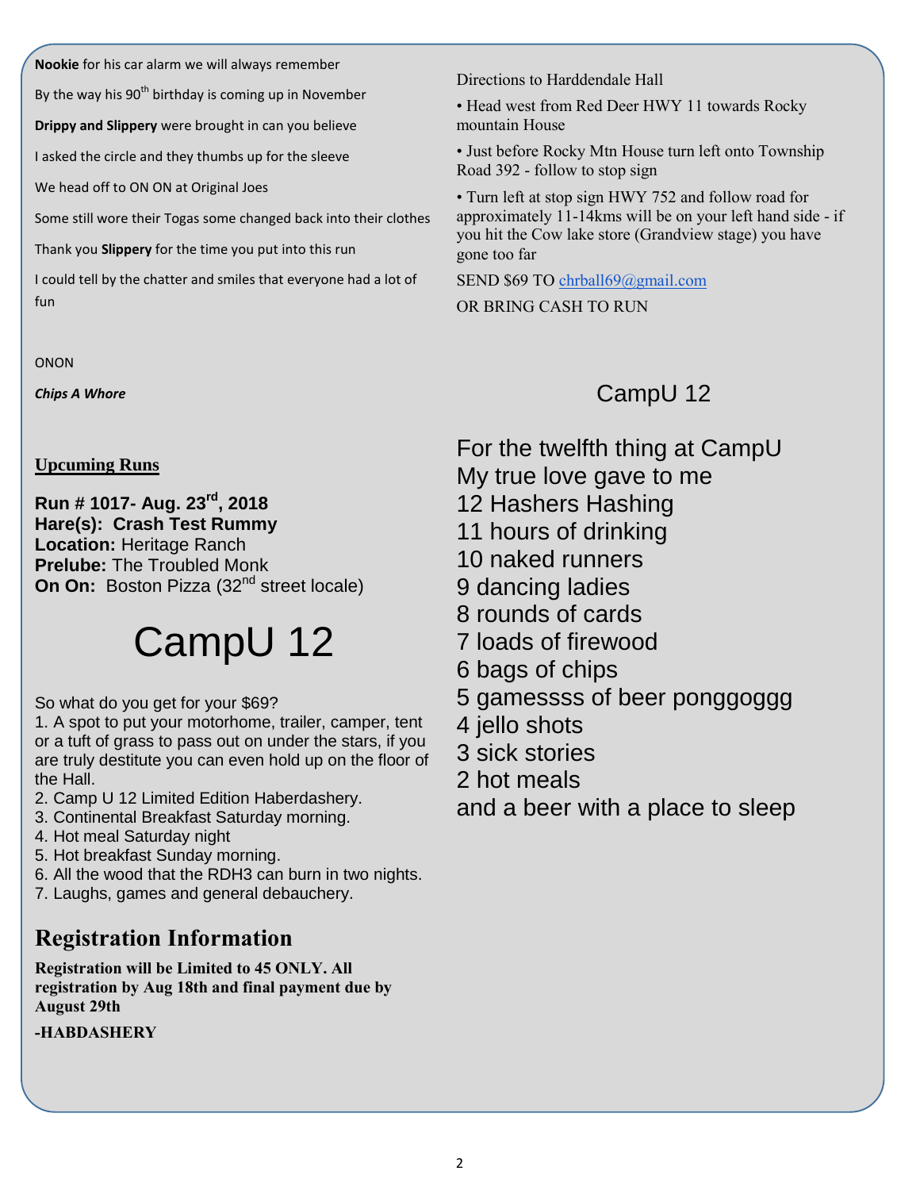**Nookie** for his car alarm we will always remember

By the way his 90th birthday is coming up in November

**Drippy and Slippery** were brought in can you believe

I asked the circle and they thumbs up for the sleeve

We head off to ON ON at Original Joes

Some still wore their Togas some changed back into their clothes

Thank you **Slippery** for the time you put into this run

I could tell by the chatter and smiles that everyone had a lot of fun

ONON

***Chips A Whore***

## Upcuming Runs

**Run # 1017- Aug. 23rd, 2018**
**Hare(s): Crash Test Rummy**
**Location:** Heritage Ranch
**Prelube:** The Troubled Monk
**On On:** Boston Pizza (32nd street locale)

# CampU 12

So what do you get for your $69?

1. A spot to put your motorhome, trailer, camper, tent or a tuft of grass to pass out on under the stars, if you are truly destitute you can even hold up on the floor of the Hall.
2. Camp U 12 Limited Edition Haberdashery.
3. Continental Breakfast Saturday morning.
4. Hot meal Saturday night
5. Hot breakfast Sunday morning.
6. All the wood that the RDH3 can burn in two nights.
7. Laughs, games and general debauchery.

## Registration Information

**Registration will be Limited to 45 ONLY. All registration by Aug 18th and final payment due by August 29th**

**-HABDASHERY**

Directions to Harddendale Hall

- Head west from Red Deer HWY 11 towards Rocky mountain House
- Just before Rocky Mtn House turn left onto Township Road 392 - follow to stop sign
- Turn left at stop sign HWY 752 and follow road for approximately 11-14kms will be on your left hand side - if you hit the Cow lake store (Grandview stage) you have gone too far

SEND $69 TO chrball69@gmail.com

OR BRING CASH TO RUN

## CampU 12

For the twelfth thing at CampU
My true love gave to me
12 Hashers Hashing
11 hours of drinking
10 naked runners
9 dancing ladies
8 rounds of cards
7 loads of firewood
6 bags of chips
5 gamessss of beer ponggoggg
4 jello shots
3 sick stories
2 hot meals
and a beer with a place to sleep